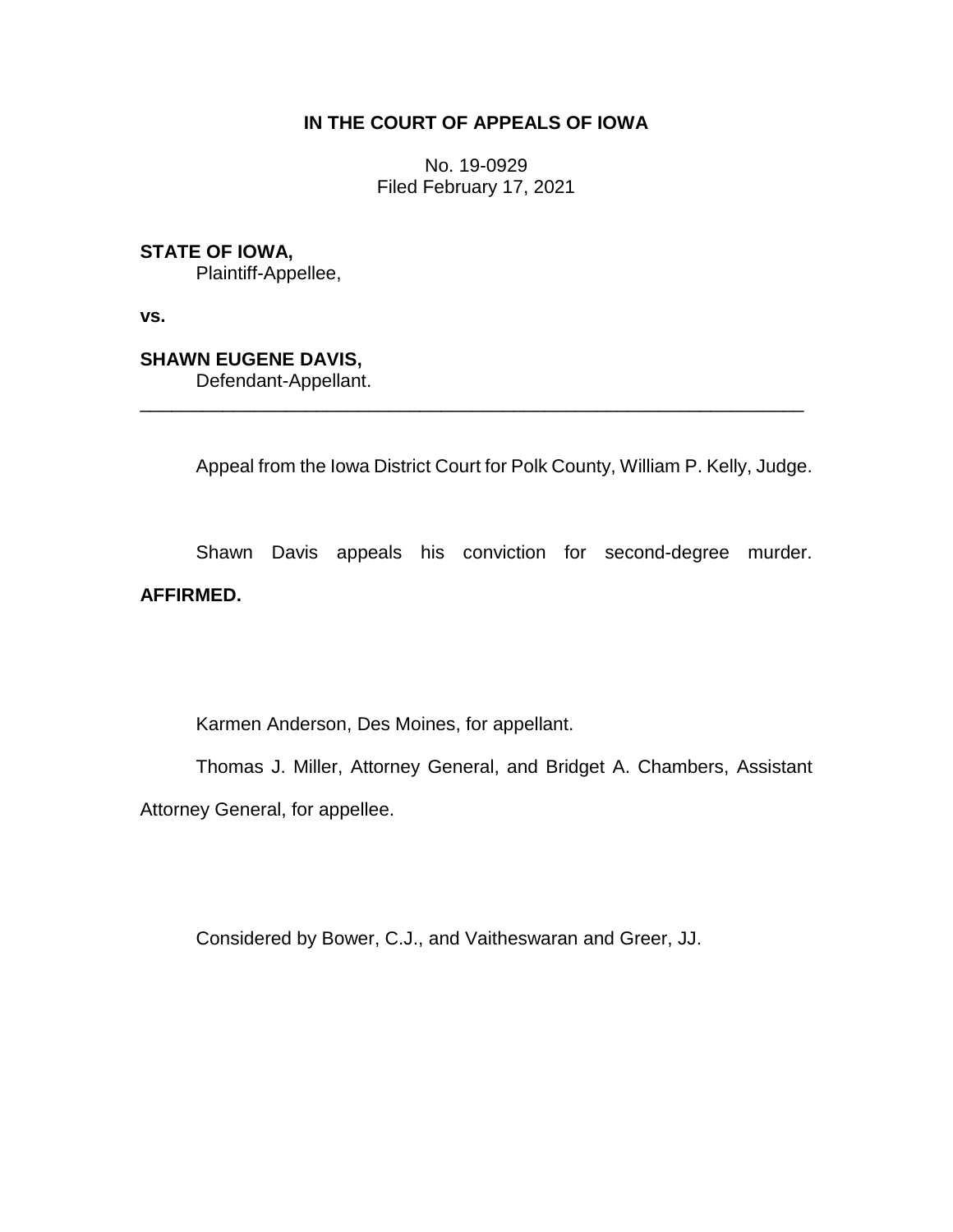**IN THE COURT OF APPEALS OF IOWA**

No. 19-0929
Filed February 17, 2021

**STATE OF IOWA,**
Plaintiff-Appellee,

**vs.**

**SHAWN EUGENE DAVIS,**
Defendant-Appellant.

---

Appeal from the Iowa District Court for Polk County, William P. Kelly, Judge.

Shawn Davis appeals his conviction for second-degree murder. **AFFIRMED.**

Karmen Anderson, Des Moines, for appellant.

Thomas J. Miller, Attorney General, and Bridget A. Chambers, Assistant Attorney General, for appellee.

Considered by Bower, C.J., and Vaitheswaran and Greer, JJ.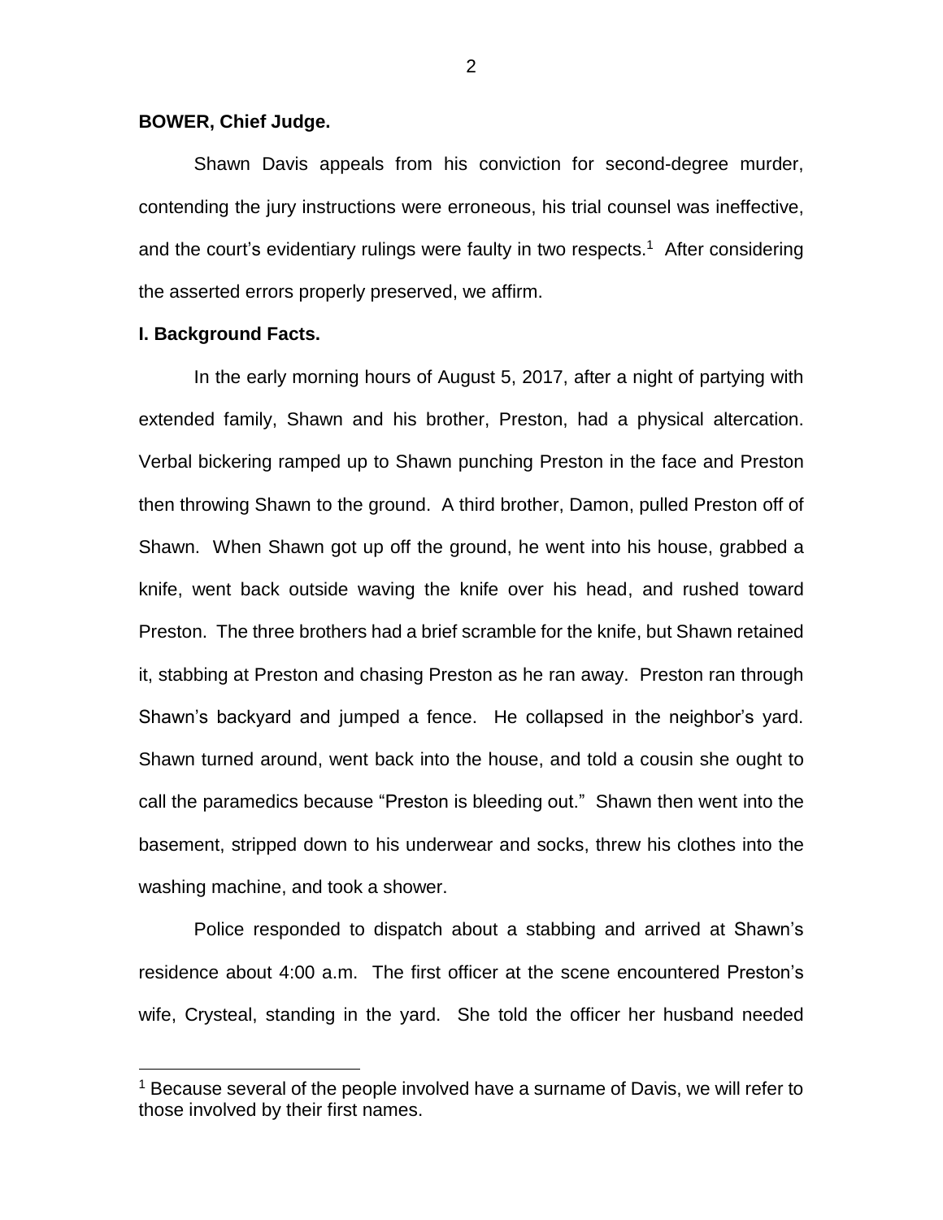**BOWER, Chief Judge.**

Shawn Davis appeals from his conviction for second-degree murder, contending the jury instructions were erroneous, his trial counsel was ineffective, and the court's evidentiary rulings were faulty in two respects.[1] After considering the asserted errors properly preserved, we affirm.

**I. Background Facts.**

In the early morning hours of August 5, 2017, after a night of partying with extended family, Shawn and his brother, Preston, had a physical altercation. Verbal bickering ramped up to Shawn punching Preston in the face and Preston then throwing Shawn to the ground. A third brother, Damon, pulled Preston off of Shawn. When Shawn got up off the ground, he went into his house, grabbed a knife, went back outside waving the knife over his head, and rushed toward Preston. The three brothers had a brief scramble for the knife, but Shawn retained it, stabbing at Preston and chasing Preston as he ran away. Preston ran through Shawn's backyard and jumped a fence. He collapsed in the neighbor's yard. Shawn turned around, went back into the house, and told a cousin she ought to call the paramedics because "Preston is bleeding out." Shawn then went into the basement, stripped down to his underwear and socks, threw his clothes into the washing machine, and took a shower.

Police responded to dispatch about a stabbing and arrived at Shawn's residence about 4:00 a.m. The first officer at the scene encountered Preston's wife, Crysteal, standing in the yard. She told the officer her husband needed

[1] Because several of the people involved have a surname of Davis, we will refer to those involved by their first names.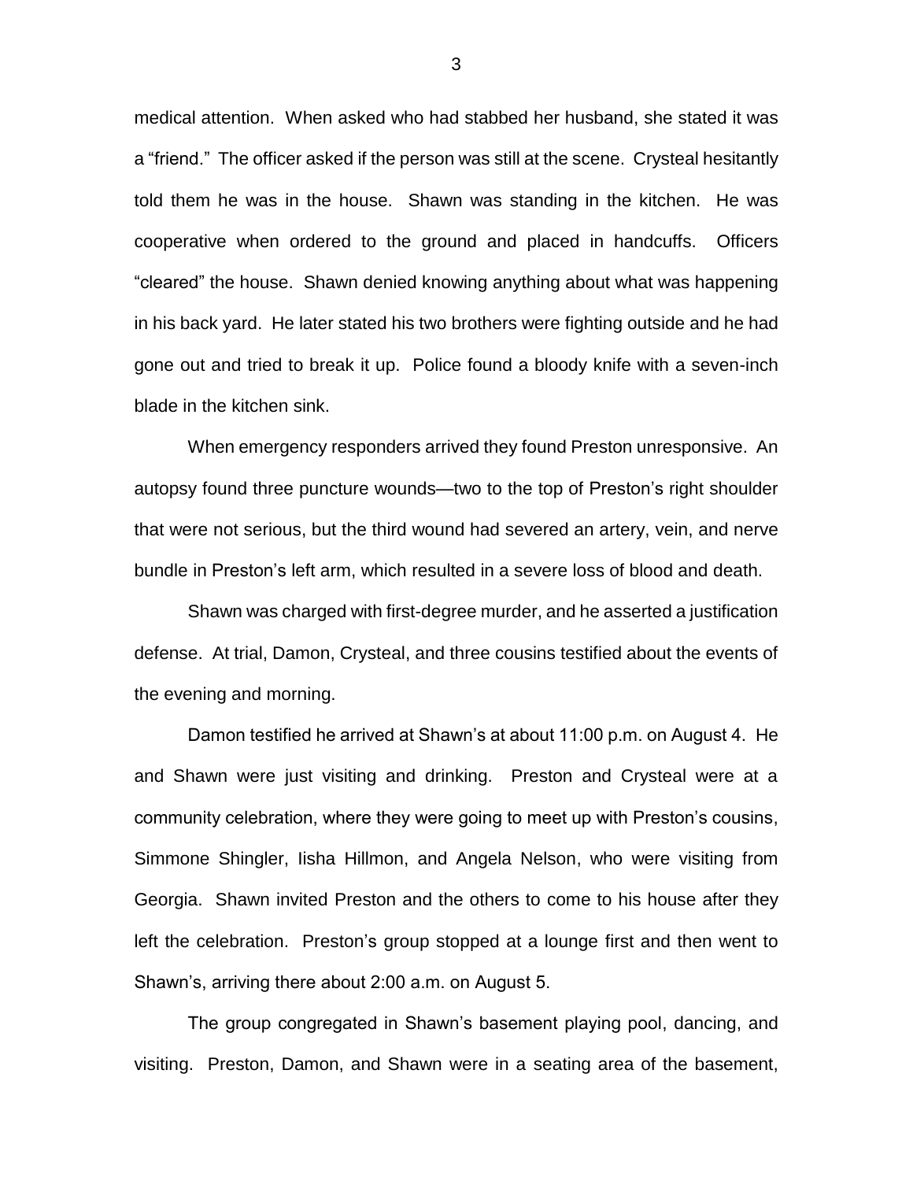medical attention. When asked who had stabbed her husband, she stated it was a "friend." The officer asked if the person was still at the scene. Crysteal hesitantly told them he was in the house. Shawn was standing in the kitchen. He was cooperative when ordered to the ground and placed in handcuffs. Officers "cleared" the house. Shawn denied knowing anything about what was happening in his back yard. He later stated his two brothers were fighting outside and he had gone out and tried to break it up. Police found a bloody knife with a seven-inch blade in the kitchen sink.

When emergency responders arrived they found Preston unresponsive. An autopsy found three puncture wounds—two to the top of Preston's right shoulder that were not serious, but the third wound had severed an artery, vein, and nerve bundle in Preston's left arm, which resulted in a severe loss of blood and death.

Shawn was charged with first-degree murder, and he asserted a justification defense. At trial, Damon, Crysteal, and three cousins testified about the events of the evening and morning.

Damon testified he arrived at Shawn's at about 11:00 p.m. on August 4. He and Shawn were just visiting and drinking. Preston and Crysteal were at a community celebration, where they were going to meet up with Preston's cousins, Simmone Shingler, Iisha Hillmon, and Angela Nelson, who were visiting from Georgia. Shawn invited Preston and the others to come to his house after they left the celebration. Preston's group stopped at a lounge first and then went to Shawn's, arriving there about 2:00 a.m. on August 5.

The group congregated in Shawn's basement playing pool, dancing, and visiting. Preston, Damon, and Shawn were in a seating area of the basement,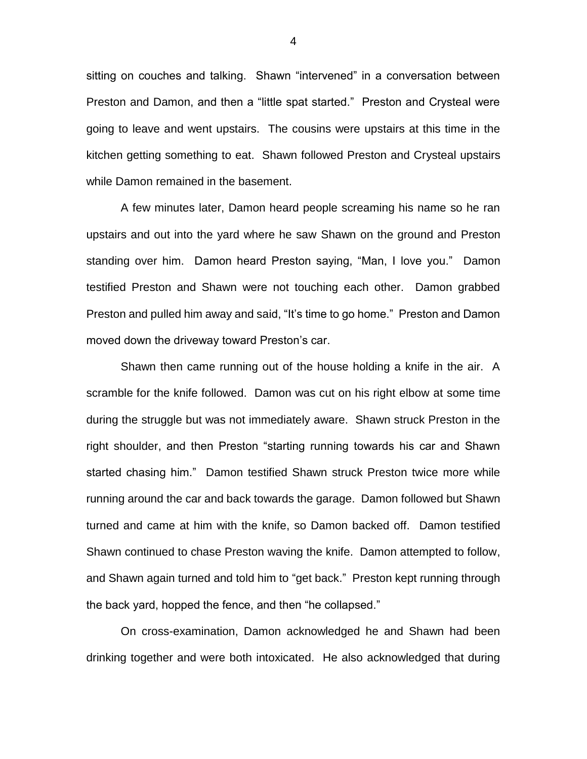sitting on couches and talking. Shawn "intervened" in a conversation between Preston and Damon, and then a "little spat started." Preston and Crysteal were going to leave and went upstairs. The cousins were upstairs at this time in the kitchen getting something to eat. Shawn followed Preston and Crysteal upstairs while Damon remained in the basement.

A few minutes later, Damon heard people screaming his name so he ran upstairs and out into the yard where he saw Shawn on the ground and Preston standing over him. Damon heard Preston saying, "Man, I love you." Damon testified Preston and Shawn were not touching each other. Damon grabbed Preston and pulled him away and said, "It's time to go home." Preston and Damon moved down the driveway toward Preston's car.

Shawn then came running out of the house holding a knife in the air. A scramble for the knife followed. Damon was cut on his right elbow at some time during the struggle but was not immediately aware. Shawn struck Preston in the right shoulder, and then Preston "starting running towards his car and Shawn started chasing him." Damon testified Shawn struck Preston twice more while running around the car and back towards the garage. Damon followed but Shawn turned and came at him with the knife, so Damon backed off. Damon testified Shawn continued to chase Preston waving the knife. Damon attempted to follow, and Shawn again turned and told him to "get back." Preston kept running through the back yard, hopped the fence, and then "he collapsed."

On cross-examination, Damon acknowledged he and Shawn had been drinking together and were both intoxicated. He also acknowledged that during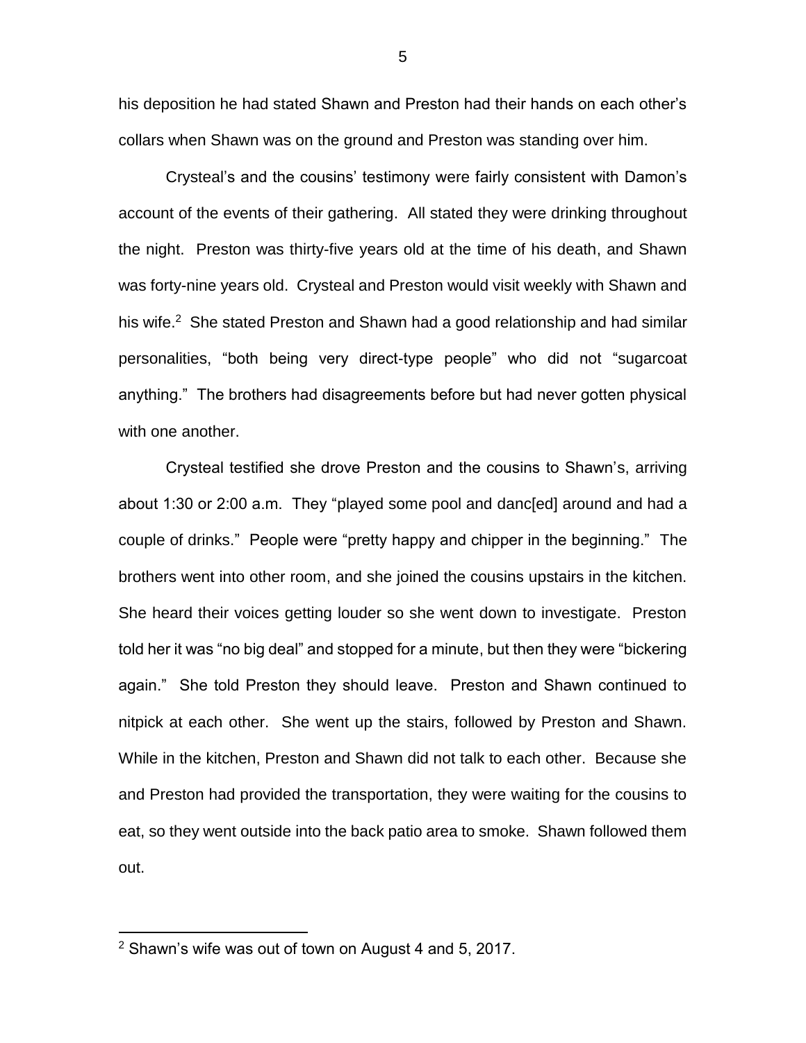his deposition he had stated Shawn and Preston had their hands on each other's collars when Shawn was on the ground and Preston was standing over him.

Crysteal's and the cousins' testimony were fairly consistent with Damon's account of the events of their gathering. All stated they were drinking throughout the night. Preston was thirty-five years old at the time of his death, and Shawn was forty-nine years old. Crysteal and Preston would visit weekly with Shawn and his wife.[2] She stated Preston and Shawn had a good relationship and had similar personalities, "both being very direct-type people" who did not "sugarcoat anything." The brothers had disagreements before but had never gotten physical with one another.

Crysteal testified she drove Preston and the cousins to Shawn's, arriving about 1:30 or 2:00 a.m. They "played some pool and danc[ed] around and had a couple of drinks." People were "pretty happy and chipper in the beginning." The brothers went into other room, and she joined the cousins upstairs in the kitchen. She heard their voices getting louder so she went down to investigate. Preston told her it was "no big deal" and stopped for a minute, but then they were "bickering again." She told Preston they should leave. Preston and Shawn continued to nitpick at each other. She went up the stairs, followed by Preston and Shawn. While in the kitchen, Preston and Shawn did not talk to each other. Because she and Preston had provided the transportation, they were waiting for the cousins to eat, so they went outside into the back patio area to smoke. Shawn followed them out.

---

[2] Shawn's wife was out of town on August 4 and 5, 2017.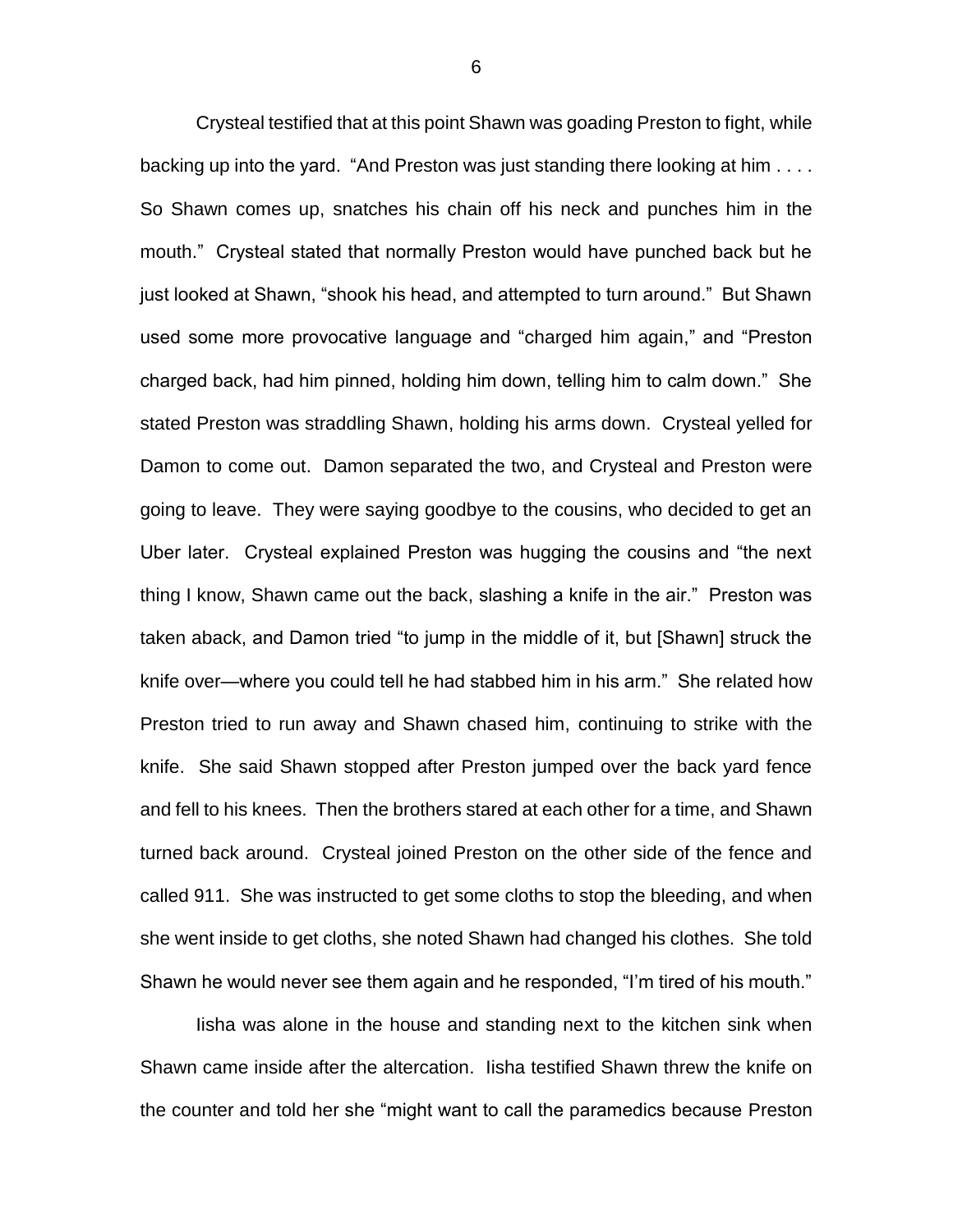Crysteal testified that at this point Shawn was goading Preston to fight, while backing up into the yard. "And Preston was just standing there looking at him . . . . So Shawn comes up, snatches his chain off his neck and punches him in the mouth." Crysteal stated that normally Preston would have punched back but he just looked at Shawn, "shook his head, and attempted to turn around." But Shawn used some more provocative language and "charged him again," and "Preston charged back, had him pinned, holding him down, telling him to calm down." She stated Preston was straddling Shawn, holding his arms down. Crysteal yelled for Damon to come out. Damon separated the two, and Crysteal and Preston were going to leave. They were saying goodbye to the cousins, who decided to get an Uber later. Crysteal explained Preston was hugging the cousins and "the next thing I know, Shawn came out the back, slashing a knife in the air." Preston was taken aback, and Damon tried "to jump in the middle of it, but [Shawn] struck the knife over—where you could tell he had stabbed him in his arm." She related how Preston tried to run away and Shawn chased him, continuing to strike with the knife. She said Shawn stopped after Preston jumped over the back yard fence and fell to his knees. Then the brothers stared at each other for a time, and Shawn turned back around. Crysteal joined Preston on the other side of the fence and called 911. She was instructed to get some cloths to stop the bleeding, and when she went inside to get cloths, she noted Shawn had changed his clothes. She told Shawn he would never see them again and he responded, "I'm tired of his mouth."

Iisha was alone in the house and standing next to the kitchen sink when Shawn came inside after the altercation. Iisha testified Shawn threw the knife on the counter and told her she "might want to call the paramedics because Preston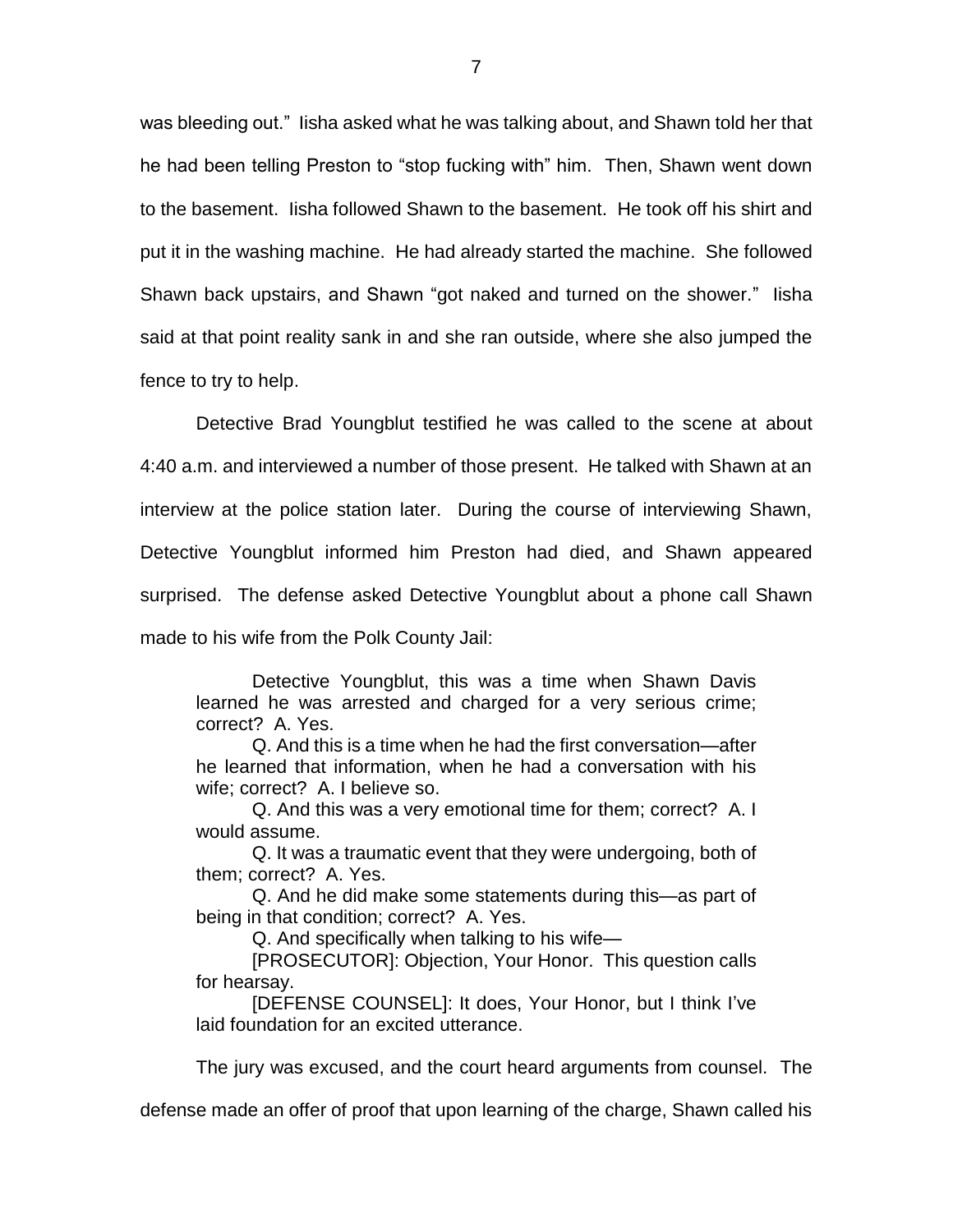was bleeding out." Iisha asked what he was talking about, and Shawn told her that he had been telling Preston to "stop fucking with" him. Then, Shawn went down to the basement. Iisha followed Shawn to the basement. He took off his shirt and put it in the washing machine. He had already started the machine. She followed Shawn back upstairs, and Shawn "got naked and turned on the shower." Iisha said at that point reality sank in and she ran outside, where she also jumped the fence to try to help.

Detective Brad Youngblut testified he was called to the scene at about 4:40 a.m. and interviewed a number of those present. He talked with Shawn at an interview at the police station later. During the course of interviewing Shawn, Detective Youngblut informed him Preston had died, and Shawn appeared surprised. The defense asked Detective Youngblut about a phone call Shawn made to his wife from the Polk County Jail:

> Detective Youngblut, this was a time when Shawn Davis learned he was arrested and charged for a very serious crime; correct? A. Yes.
>
> Q. And this is a time when he had the first conversation—after he learned that information, when he had a conversation with his wife; correct? A. I believe so.
>
> Q. And this was a very emotional time for them; correct? A. I would assume.
>
> Q. It was a traumatic event that they were undergoing, both of them; correct? A. Yes.
>
> Q. And he did make some statements during this—as part of being in that condition; correct? A. Yes.
>
> Q. And specifically when talking to his wife—
>
> [PROSECUTOR]: Objection, Your Honor. This question calls for hearsay.
>
> [DEFENSE COUNSEL]: It does, Your Honor, but I think I've laid foundation for an excited utterance.

The jury was excused, and the court heard arguments from counsel. The defense made an offer of proof that upon learning of the charge, Shawn called his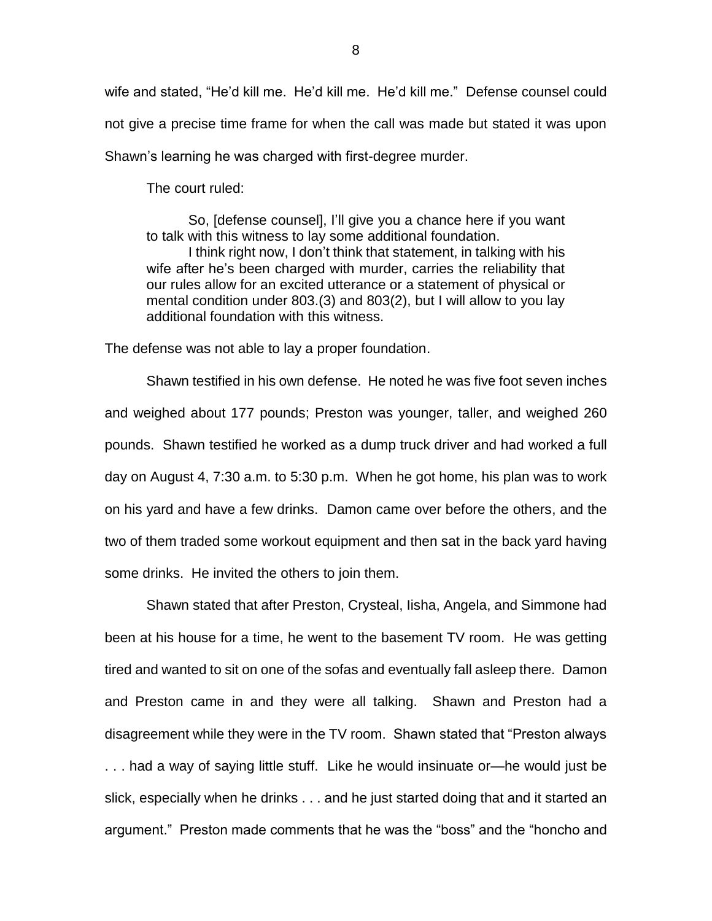wife and stated, "He'd kill me. He'd kill me. He'd kill me." Defense counsel could not give a precise time frame for when the call was made but stated it was upon Shawn's learning he was charged with first-degree murder.

The court ruled:

> So, [defense counsel], I'll give you a chance here if you want to talk with this witness to lay some additional foundation.
>
> I think right now, I don't think that statement, in talking with his wife after he's been charged with murder, carries the reliability that our rules allow for an excited utterance or a statement of physical or mental condition under 803.(3) and 803(2), but I will allow to you lay additional foundation with this witness.

The defense was not able to lay a proper foundation.

Shawn testified in his own defense. He noted he was five foot seven inches and weighed about 177 pounds; Preston was younger, taller, and weighed 260 pounds. Shawn testified he worked as a dump truck driver and had worked a full day on August 4, 7:30 a.m. to 5:30 p.m. When he got home, his plan was to work on his yard and have a few drinks. Damon came over before the others, and the two of them traded some workout equipment and then sat in the back yard having some drinks. He invited the others to join them.

Shawn stated that after Preston, Crysteal, Iisha, Angela, and Simmone had been at his house for a time, he went to the basement TV room. He was getting tired and wanted to sit on one of the sofas and eventually fall asleep there. Damon and Preston came in and they were all talking. Shawn and Preston had a disagreement while they were in the TV room. Shawn stated that "Preston always . . . had a way of saying little stuff. Like he would insinuate or—he would just be slick, especially when he drinks . . . and he just started doing that and it started an argument." Preston made comments that he was the "boss" and the "honcho and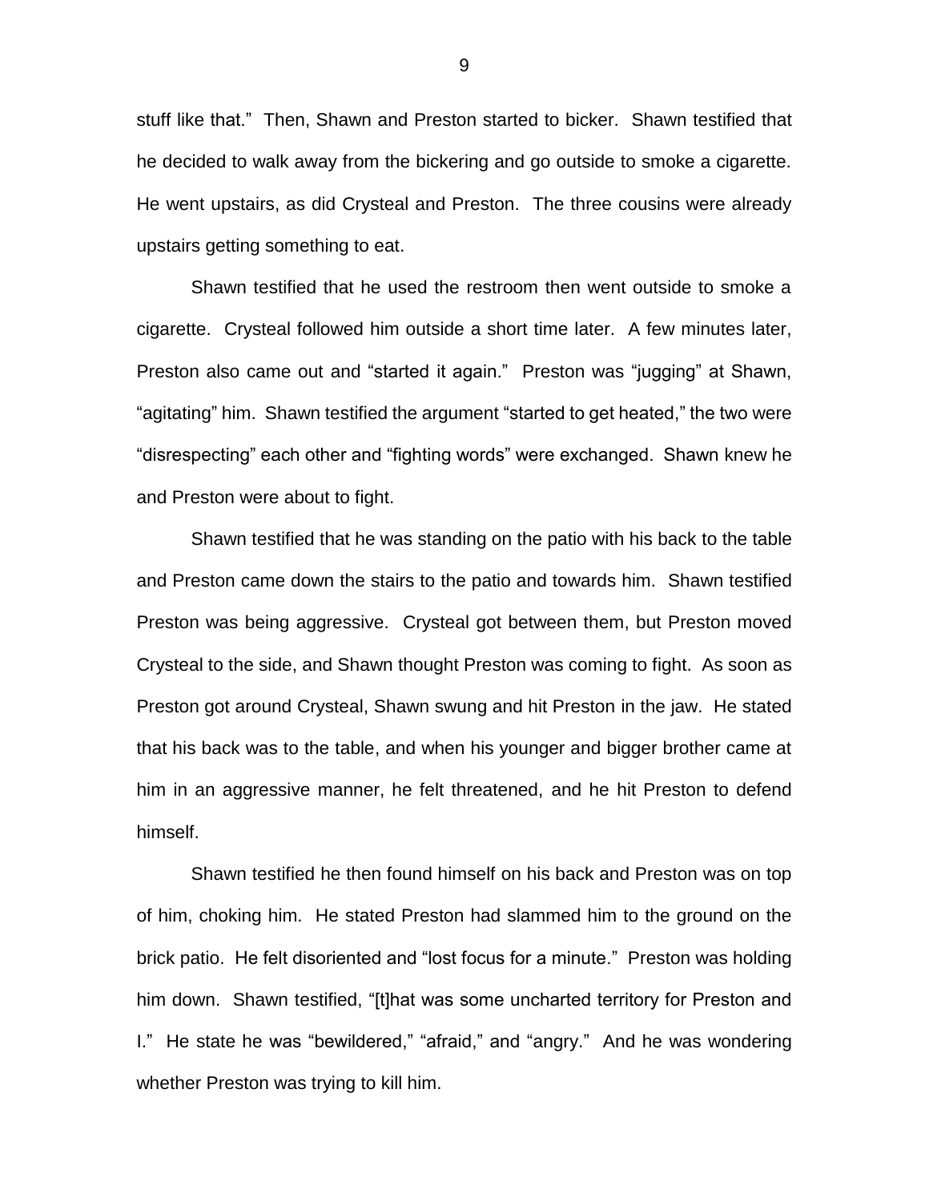stuff like that." Then, Shawn and Preston started to bicker. Shawn testified that he decided to walk away from the bickering and go outside to smoke a cigarette. He went upstairs, as did Crysteal and Preston. The three cousins were already upstairs getting something to eat.

Shawn testified that he used the restroom then went outside to smoke a cigarette. Crysteal followed him outside a short time later. A few minutes later, Preston also came out and "started it again." Preston was "jugging" at Shawn, "agitating" him. Shawn testified the argument "started to get heated," the two were "disrespecting" each other and "fighting words" were exchanged. Shawn knew he and Preston were about to fight.

Shawn testified that he was standing on the patio with his back to the table and Preston came down the stairs to the patio and towards him. Shawn testified Preston was being aggressive. Crysteal got between them, but Preston moved Crysteal to the side, and Shawn thought Preston was coming to fight. As soon as Preston got around Crysteal, Shawn swung and hit Preston in the jaw. He stated that his back was to the table, and when his younger and bigger brother came at him in an aggressive manner, he felt threatened, and he hit Preston to defend himself.

Shawn testified he then found himself on his back and Preston was on top of him, choking him. He stated Preston had slammed him to the ground on the brick patio. He felt disoriented and "lost focus for a minute." Preston was holding him down. Shawn testified, "[t]hat was some uncharted territory for Preston and I." He state he was "bewildered," "afraid," and "angry." And he was wondering whether Preston was trying to kill him.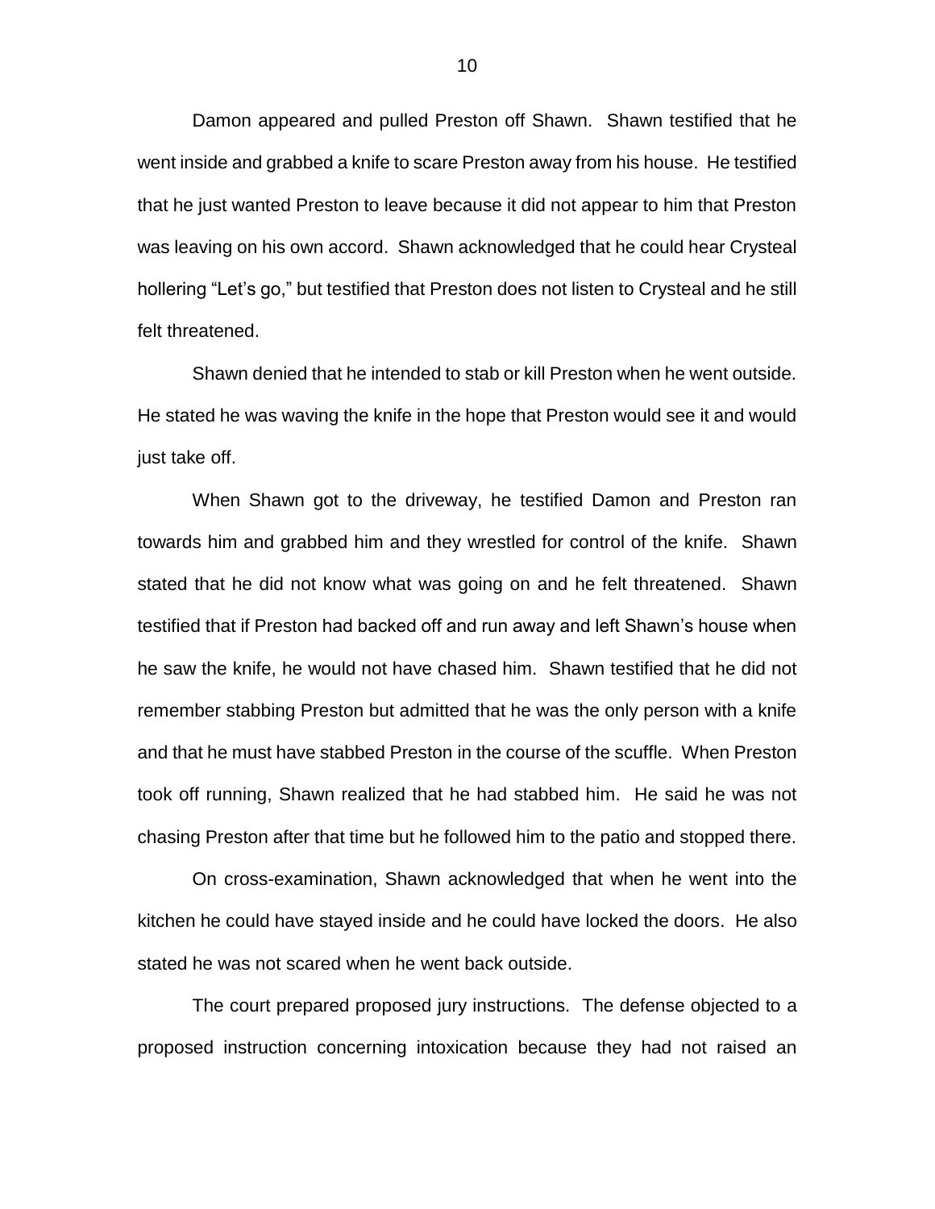Damon appeared and pulled Preston off Shawn. Shawn testified that he went inside and grabbed a knife to scare Preston away from his house. He testified that he just wanted Preston to leave because it did not appear to him that Preston was leaving on his own accord. Shawn acknowledged that he could hear Crysteal hollering "Let's go," but testified that Preston does not listen to Crysteal and he still felt threatened.

Shawn denied that he intended to stab or kill Preston when he went outside. He stated he was waving the knife in the hope that Preston would see it and would just take off.

When Shawn got to the driveway, he testified Damon and Preston ran towards him and grabbed him and they wrestled for control of the knife. Shawn stated that he did not know what was going on and he felt threatened. Shawn testified that if Preston had backed off and run away and left Shawn's house when he saw the knife, he would not have chased him. Shawn testified that he did not remember stabbing Preston but admitted that he was the only person with a knife and that he must have stabbed Preston in the course of the scuffle. When Preston took off running, Shawn realized that he had stabbed him. He said he was not chasing Preston after that time but he followed him to the patio and stopped there.

On cross-examination, Shawn acknowledged that when he went into the kitchen he could have stayed inside and he could have locked the doors. He also stated he was not scared when he went back outside.

The court prepared proposed jury instructions. The defense objected to a proposed instruction concerning intoxication because they had not raised an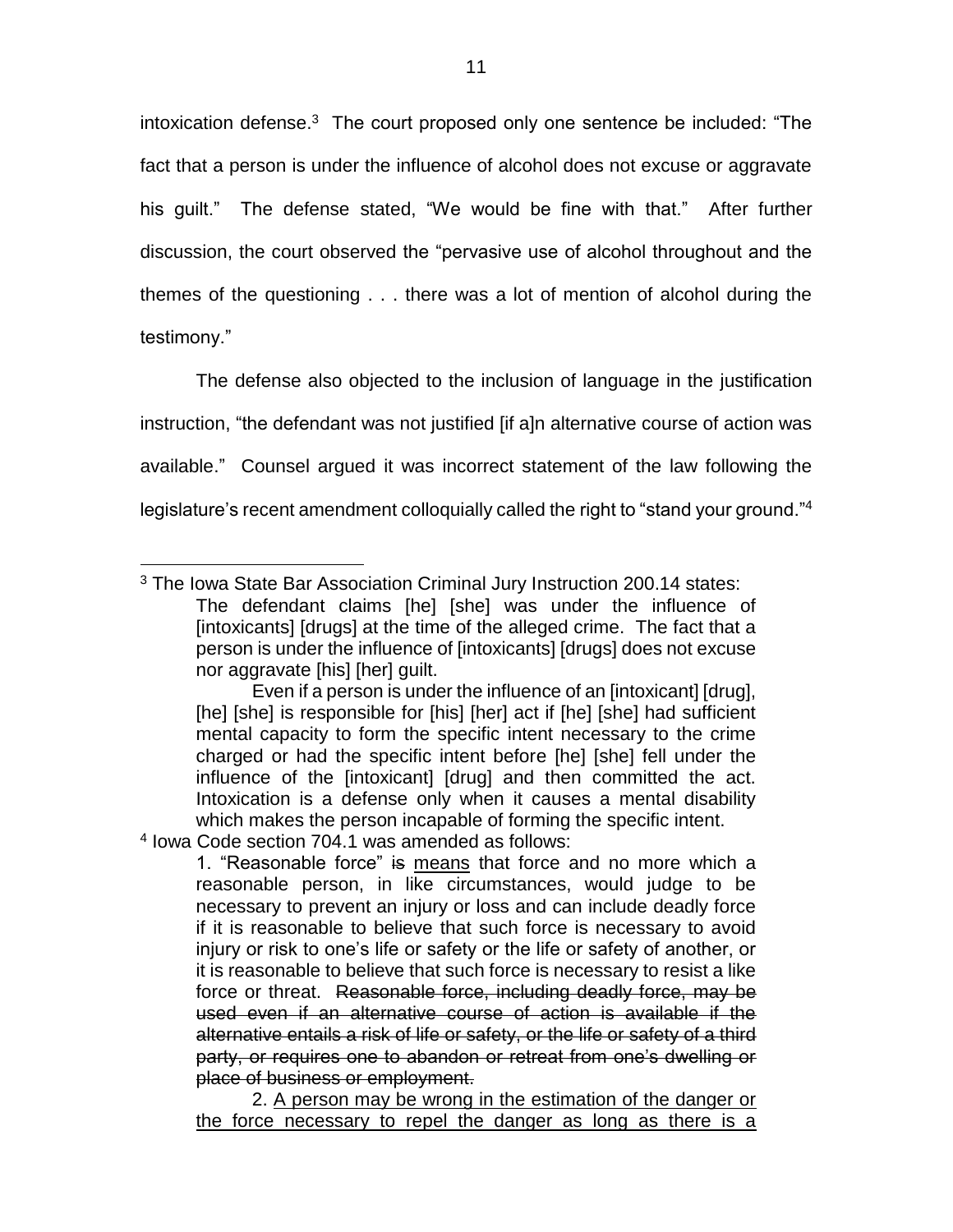intoxication defense.[3] The court proposed only one sentence be included: "The fact that a person is under the influence of alcohol does not excuse or aggravate his guilt." The defense stated, "We would be fine with that." After further discussion, the court observed the "pervasive use of alcohol throughout and the themes of the questioning . . . there was a lot of mention of alcohol during the testimony."

The defense also objected to the inclusion of language in the justification instruction, "the defendant was not justified [if a]n alternative course of action was available." Counsel argued it was incorrect statement of the law following the legislature's recent amendment colloquially called the right to "stand your ground."[4]

---

[3] The Iowa State Bar Association Criminal Jury Instruction 200.14 states:

> The defendant claims [he] [she] was under the influence of [intoxicants] [drugs] at the time of the alleged crime. The fact that a person is under the influence of [intoxicants] [drugs] does not excuse nor aggravate [his] [her] guilt.
>
> Even if a person is under the influence of an [intoxicant] [drug], [he] [she] is responsible for [his] [her] act if [he] [she] had sufficient mental capacity to form the specific intent necessary to the crime charged or had the specific intent before [he] [she] fell under the influence of the [intoxicant] [drug] and then committed the act. Intoxication is a defense only when it causes a mental disability which makes the person incapable of forming the specific intent.

[4] Iowa Code section 704.1 was amended as follows:

> 1. "Reasonable force" ~~is~~ <u>means</u> that force and no more which a reasonable person, in like circumstances, would judge to be necessary to prevent an injury or loss and can include deadly force if it is reasonable to believe that such force is necessary to avoid injury or risk to one's life or safety or the life or safety of another, or it is reasonable to believe that such force is necessary to resist a like force or threat. ~~Reasonable force, including deadly force, may be used even if an alternative course of action is available if the alternative entails a risk of life or safety, or the life or safety of a third party, or requires one to abandon or retreat from one's dwelling or place of business or employment.~~
>
> 2. <u>A person may be wrong in the estimation of the danger or the force necessary to repel the danger as long as there is a</u>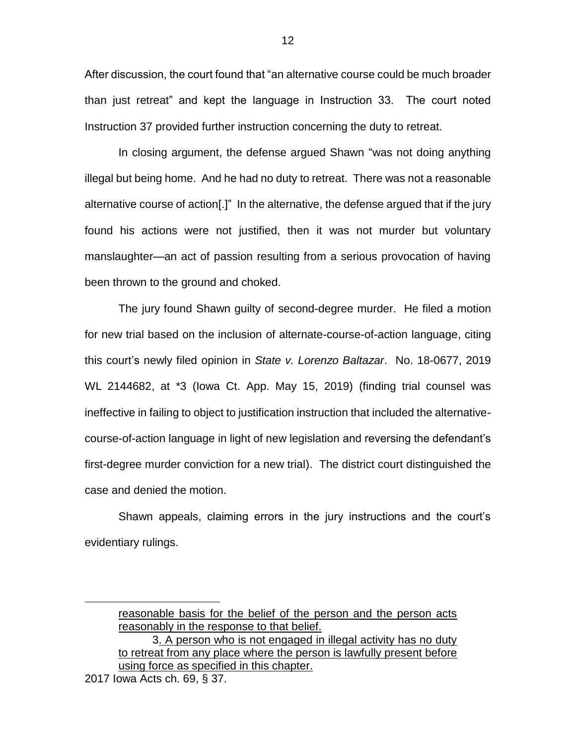After discussion, the court found that "an alternative course could be much broader than just retreat" and kept the language in Instruction 33. The court noted Instruction 37 provided further instruction concerning the duty to retreat.

In closing argument, the defense argued Shawn "was not doing anything illegal but being home. And he had no duty to retreat. There was not a reasonable alternative course of action[.]" In the alternative, the defense argued that if the jury found his actions were not justified, then it was not murder but voluntary manslaughter—an act of passion resulting from a serious provocation of having been thrown to the ground and choked.

The jury found Shawn guilty of second-degree murder. He filed a motion for new trial based on the inclusion of alternate-course-of-action language, citing this court's newly filed opinion in *State v. Lorenzo Baltazar*. No. 18-0677, 2019 WL 2144682, at *3 (Iowa Ct. App. May 15, 2019) (finding trial counsel was ineffective in failing to object to justification instruction that included the alternative-course-of-action language in light of new legislation and reversing the defendant's first-degree murder conviction for a new trial). The district court distinguished the case and denied the motion.

Shawn appeals, claiming errors in the jury instructions and the court's evidentiary rulings.

---

> <u>reasonable basis for the belief of the person and the person acts reasonably in the response to that belief.</u>
>
> 3<u>. A person who is not engaged in illegal activity has no duty to retreat from any place where the person is lawfully present before using force as specified in this chapter.</u>

2017 Iowa Acts ch. 69, § 37.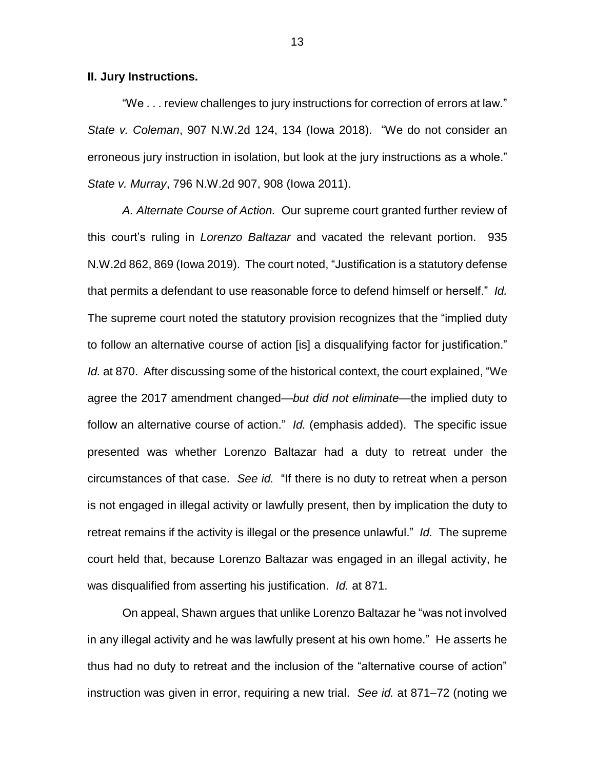**II. Jury Instructions.**

"We . . . review challenges to jury instructions for correction of errors at law." *State v. Coleman*, 907 N.W.2d 124, 134 (Iowa 2018). "We do not consider an erroneous jury instruction in isolation, but look at the jury instructions as a whole." *State v. Murray*, 796 N.W.2d 907, 908 (Iowa 2011).

*A. Alternate Course of Action.* Our supreme court granted further review of this court's ruling in *Lorenzo Baltazar* and vacated the relevant portion. 935 N.W.2d 862, 869 (Iowa 2019). The court noted, "Justification is a statutory defense that permits a defendant to use reasonable force to defend himself or herself." *Id.* The supreme court noted the statutory provision recognizes that the "implied duty to follow an alternative course of action [is] a disqualifying factor for justification." *Id.* at 870. After discussing some of the historical context, the court explained, "We agree the 2017 amendment changed—*but did not eliminate*—the implied duty to follow an alternative course of action." *Id.* (emphasis added). The specific issue presented was whether Lorenzo Baltazar had a duty to retreat under the circumstances of that case. *See id.* "If there is no duty to retreat when a person is not engaged in illegal activity or lawfully present, then by implication the duty to retreat remains if the activity is illegal or the presence unlawful." *Id.* The supreme court held that, because Lorenzo Baltazar was engaged in an illegal activity, he was disqualified from asserting his justification. *Id.* at 871.

On appeal, Shawn argues that unlike Lorenzo Baltazar he "was not involved in any illegal activity and he was lawfully present at his own home." He asserts he thus had no duty to retreat and the inclusion of the "alternative course of action" instruction was given in error, requiring a new trial. *See id.* at 871–72 (noting we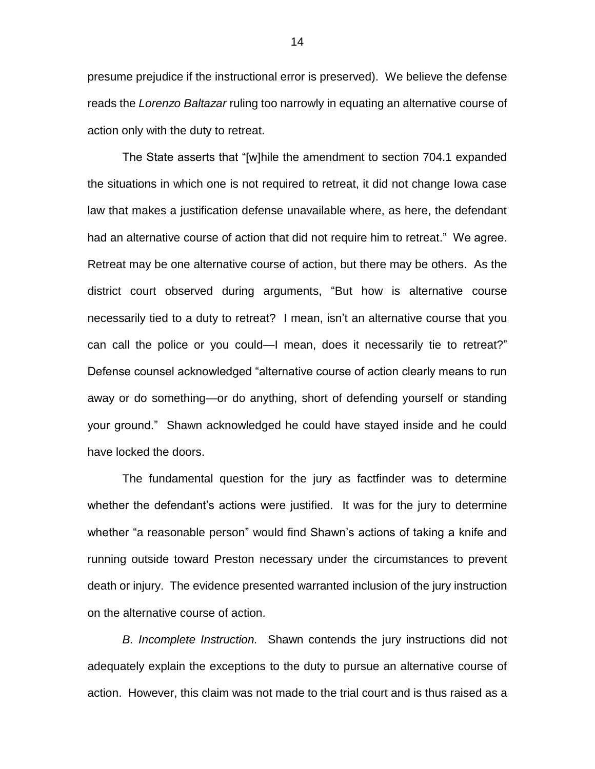presume prejudice if the instructional error is preserved). We believe the defense reads the *Lorenzo Baltazar* ruling too narrowly in equating an alternative course of action only with the duty to retreat.

The State asserts that "[w]hile the amendment to section 704.1 expanded the situations in which one is not required to retreat, it did not change Iowa case law that makes a justification defense unavailable where, as here, the defendant had an alternative course of action that did not require him to retreat." We agree. Retreat may be one alternative course of action, but there may be others. As the district court observed during arguments, "But how is alternative course necessarily tied to a duty to retreat? I mean, isn't an alternative course that you can call the police or you could—I mean, does it necessarily tie to retreat?" Defense counsel acknowledged "alternative course of action clearly means to run away or do something—or do anything, short of defending yourself or standing your ground." Shawn acknowledged he could have stayed inside and he could have locked the doors.

The fundamental question for the jury as factfinder was to determine whether the defendant's actions were justified. It was for the jury to determine whether "a reasonable person" would find Shawn's actions of taking a knife and running outside toward Preston necessary under the circumstances to prevent death or injury. The evidence presented warranted inclusion of the jury instruction on the alternative course of action.

*B. Incomplete Instruction.* Shawn contends the jury instructions did not adequately explain the exceptions to the duty to pursue an alternative course of action. However, this claim was not made to the trial court and is thus raised as a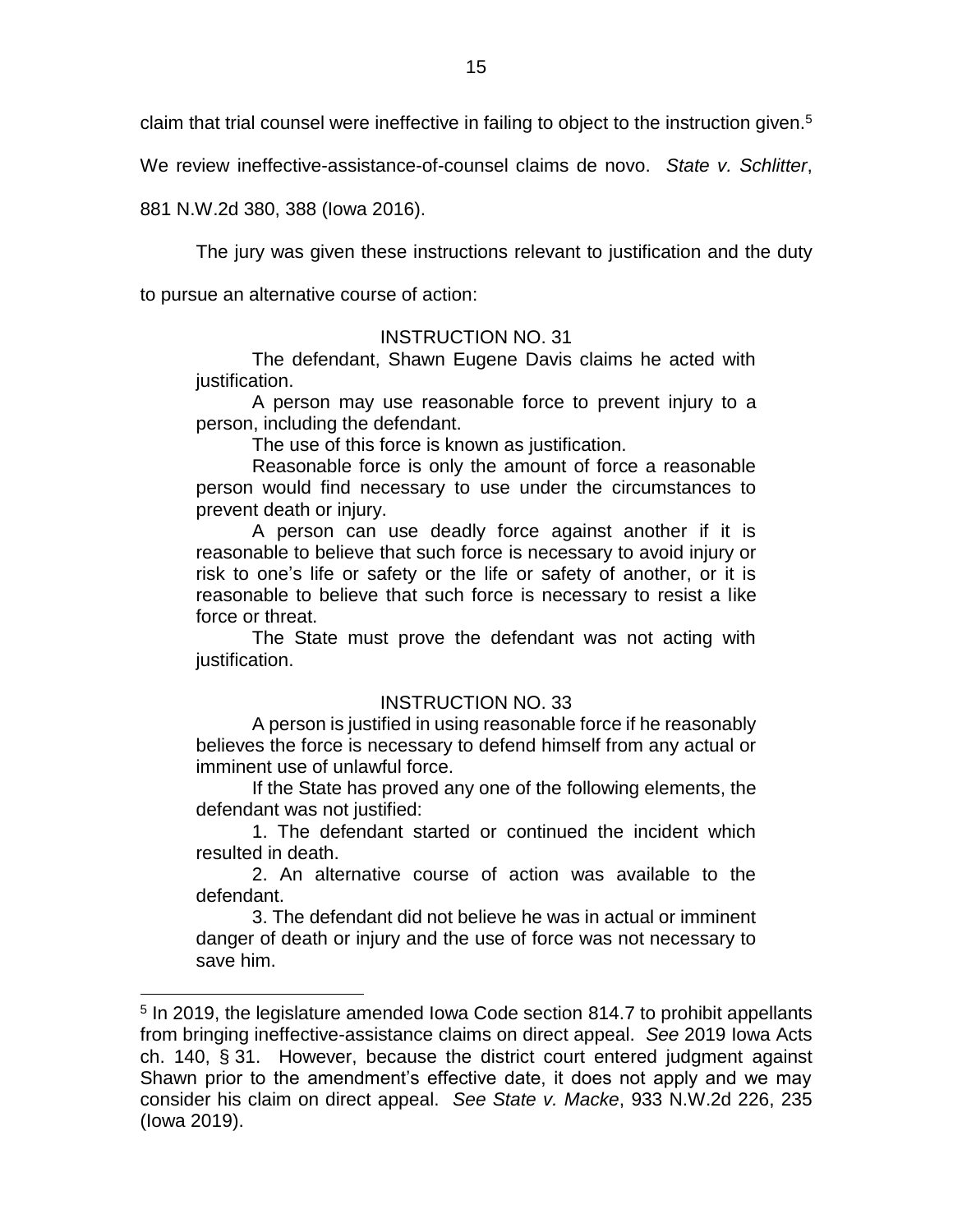claim that trial counsel were ineffective in failing to object to the instruction given.[5] We review ineffective-assistance-of-counsel claims de novo. *State v. Schlitter*, 881 N.W.2d 380, 388 (Iowa 2016).

The jury was given these instructions relevant to justification and the duty to pursue an alternative course of action:

> INSTRUCTION NO. 31
>
> The defendant, Shawn Eugene Davis claims he acted with justification.
>
> A person may use reasonable force to prevent injury to a person, including the defendant.
>
> The use of this force is known as justification.
>
> Reasonable force is only the amount of force a reasonable person would find necessary to use under the circumstances to prevent death or injury.
>
> A person can use deadly force against another if it is reasonable to believe that such force is necessary to avoid injury or risk to one's life or safety or the life or safety of another, or it is reasonable to believe that such force is necessary to resist a like force or threat.
>
> The State must prove the defendant was not acting with justification.
>
> INSTRUCTION NO. 33
>
> A person is justified in using reasonable force if he reasonably believes the force is necessary to defend himself from any actual or imminent use of unlawful force.
>
> If the State has proved any one of the following elements, the defendant was not justified:
>
> 1. The defendant started or continued the incident which resulted in death.
>
> 2. An alternative course of action was available to the defendant.
>
> 3. The defendant did not believe he was in actual or imminent danger of death or injury and the use of force was not necessary to save him.

---

[5] In 2019, the legislature amended Iowa Code section 814.7 to prohibit appellants from bringing ineffective-assistance claims on direct appeal. *See* 2019 Iowa Acts ch. 140, § 31. However, because the district court entered judgment against Shawn prior to the amendment's effective date, it does not apply and we may consider his claim on direct appeal. *See State v. Macke*, 933 N.W.2d 226, 235 (Iowa 2019).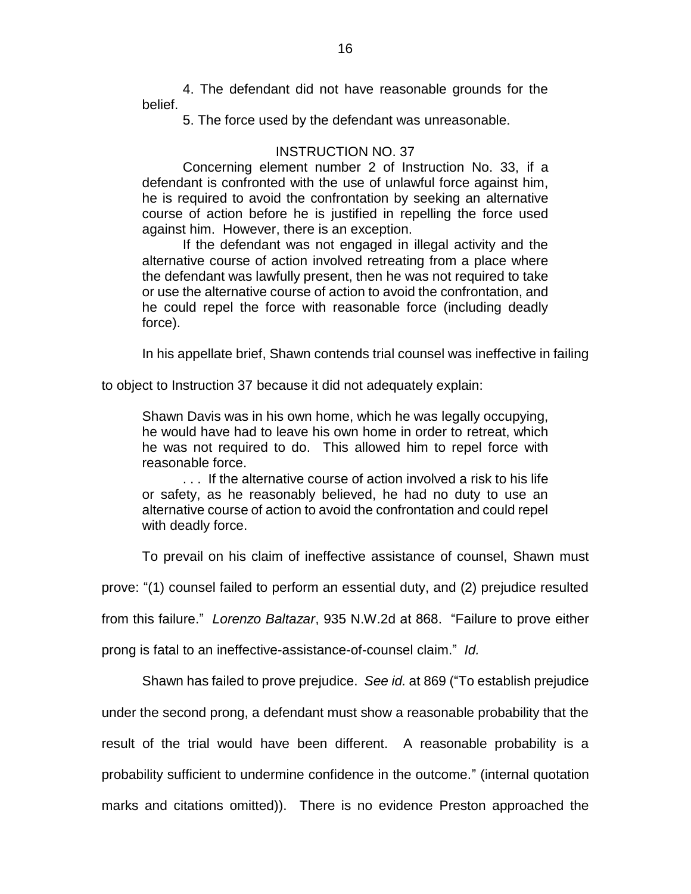> 4. The defendant did not have reasonable grounds for the belief.
>
> 5. The force used by the defendant was unreasonable.
>
> INSTRUCTION NO. 37
>
> Concerning element number 2 of Instruction No. 33, if a defendant is confronted with the use of unlawful force against him, he is required to avoid the confrontation by seeking an alternative course of action before he is justified in repelling the force used against him. However, there is an exception.
>
> If the defendant was not engaged in illegal activity and the alternative course of action involved retreating from a place where the defendant was lawfully present, then he was not required to take or use the alternative course of action to avoid the confrontation, and he could repel the force with reasonable force (including deadly force).

In his appellate brief, Shawn contends trial counsel was ineffective in failing to object to Instruction 37 because it did not adequately explain:

> Shawn Davis was in his own home, which he was legally occupying, he would have had to leave his own home in order to retreat, which he was not required to do. This allowed him to repel force with reasonable force.
>
> . . . If the alternative course of action involved a risk to his life or safety, as he reasonably believed, he had no duty to use an alternative course of action to avoid the confrontation and could repel with deadly force.

To prevail on his claim of ineffective assistance of counsel, Shawn must prove: "(1) counsel failed to perform an essential duty, and (2) prejudice resulted from this failure." *Lorenzo Baltazar*, 935 N.W.2d at 868. "Failure to prove either prong is fatal to an ineffective-assistance-of-counsel claim." *Id.*

Shawn has failed to prove prejudice. *See id.* at 869 ("To establish prejudice under the second prong, a defendant must show a reasonable probability that the result of the trial would have been different. A reasonable probability is a probability sufficient to undermine confidence in the outcome." (internal quotation marks and citations omitted)). There is no evidence Preston approached the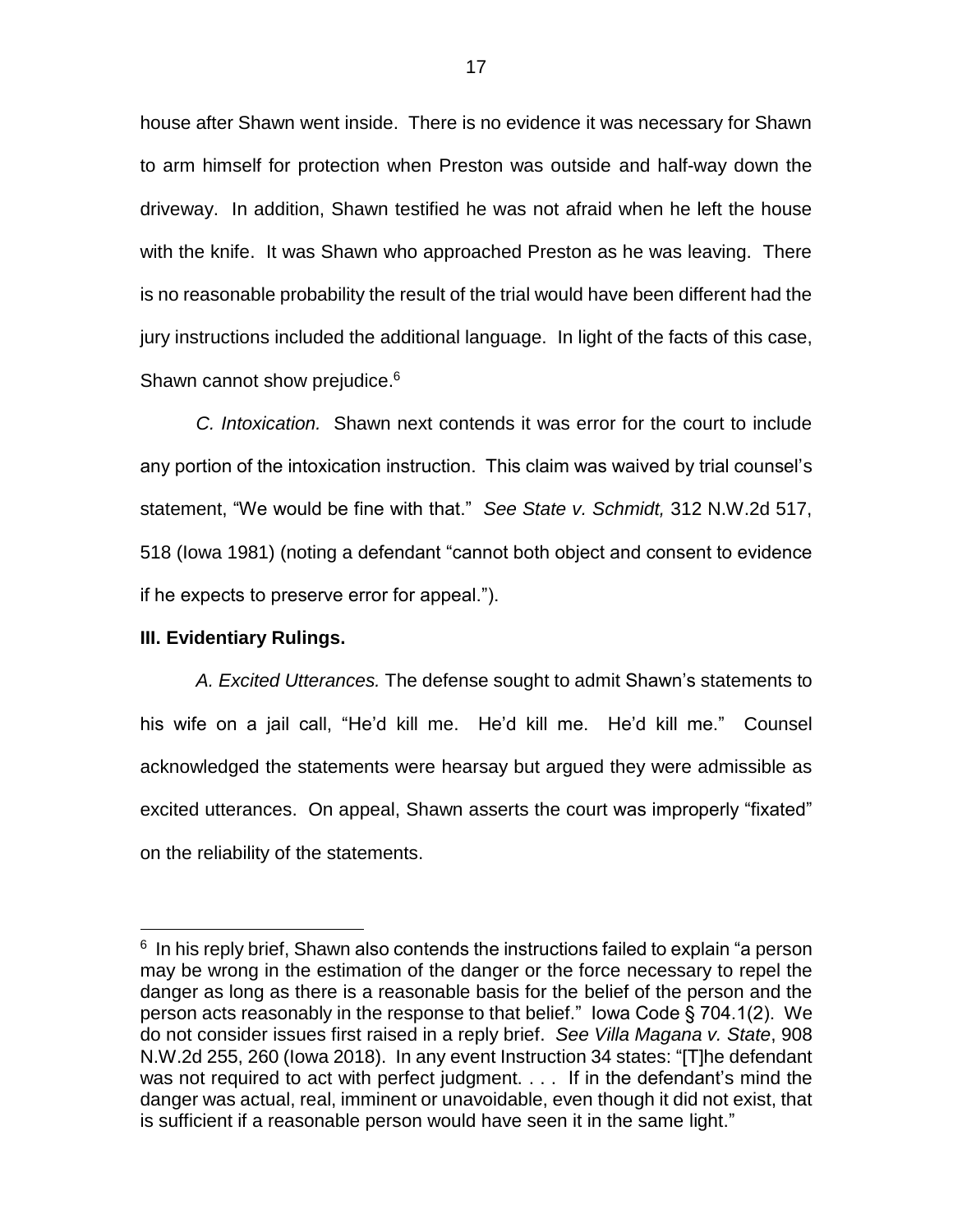house after Shawn went inside. There is no evidence it was necessary for Shawn to arm himself for protection when Preston was outside and half-way down the driveway. In addition, Shawn testified he was not afraid when he left the house with the knife. It was Shawn who approached Preston as he was leaving. There is no reasonable probability the result of the trial would have been different had the jury instructions included the additional language. In light of the facts of this case, Shawn cannot show prejudice.[6]

*C. Intoxication.* Shawn next contends it was error for the court to include any portion of the intoxication instruction. This claim was waived by trial counsel's statement, "We would be fine with that." *See State v. Schmidt,* 312 N.W.2d 517, 518 (Iowa 1981) (noting a defendant "cannot both object and consent to evidence if he expects to preserve error for appeal.").

**III. Evidentiary Rulings.**

*A. Excited Utterances.* The defense sought to admit Shawn's statements to his wife on a jail call, "He'd kill me. He'd kill me. He'd kill me." Counsel acknowledged the statements were hearsay but argued they were admissible as excited utterances. On appeal, Shawn asserts the court was improperly "fixated" on the reliability of the statements.

---

[6] In his reply brief, Shawn also contends the instructions failed to explain "a person may be wrong in the estimation of the danger or the force necessary to repel the danger as long as there is a reasonable basis for the belief of the person and the person acts reasonably in the response to that belief." Iowa Code § 704.1(2). We do not consider issues first raised in a reply brief. *See Villa Magana v. State*, 908 N.W.2d 255, 260 (Iowa 2018). In any event Instruction 34 states: "[T]he defendant was not required to act with perfect judgment. . . . If in the defendant's mind the danger was actual, real, imminent or unavoidable, even though it did not exist, that is sufficient if a reasonable person would have seen it in the same light."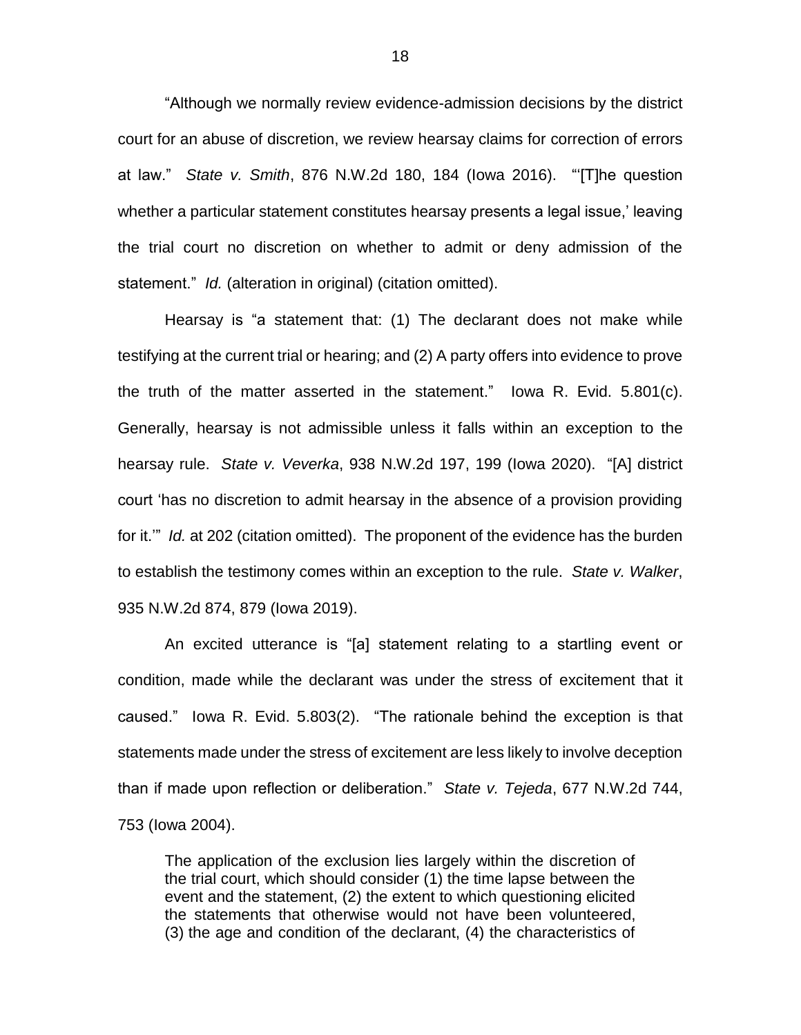"Although we normally review evidence-admission decisions by the district court for an abuse of discretion, we review hearsay claims for correction of errors at law." *State v. Smith*, 876 N.W.2d 180, 184 (Iowa 2016). "'[T]he question whether a particular statement constitutes hearsay presents a legal issue,' leaving the trial court no discretion on whether to admit or deny admission of the statement." *Id.* (alteration in original) (citation omitted).

Hearsay is "a statement that: (1) The declarant does not make while testifying at the current trial or hearing; and (2) A party offers into evidence to prove the truth of the matter asserted in the statement." Iowa R. Evid. 5.801(c). Generally, hearsay is not admissible unless it falls within an exception to the hearsay rule. *State v. Veverka*, 938 N.W.2d 197, 199 (Iowa 2020). "[A] district court 'has no discretion to admit hearsay in the absence of a provision providing for it.'" *Id.* at 202 (citation omitted). The proponent of the evidence has the burden to establish the testimony comes within an exception to the rule. *State v. Walker*, 935 N.W.2d 874, 879 (Iowa 2019).

An excited utterance is "[a] statement relating to a startling event or condition, made while the declarant was under the stress of excitement that it caused." Iowa R. Evid. 5.803(2). "The rationale behind the exception is that statements made under the stress of excitement are less likely to involve deception than if made upon reflection or deliberation." *State v. Tejeda*, 677 N.W.2d 744, 753 (Iowa 2004).

> The application of the exclusion lies largely within the discretion of the trial court, which should consider (1) the time lapse between the event and the statement, (2) the extent to which questioning elicited the statements that otherwise would not have been volunteered, (3) the age and condition of the declarant, (4) the characteristics of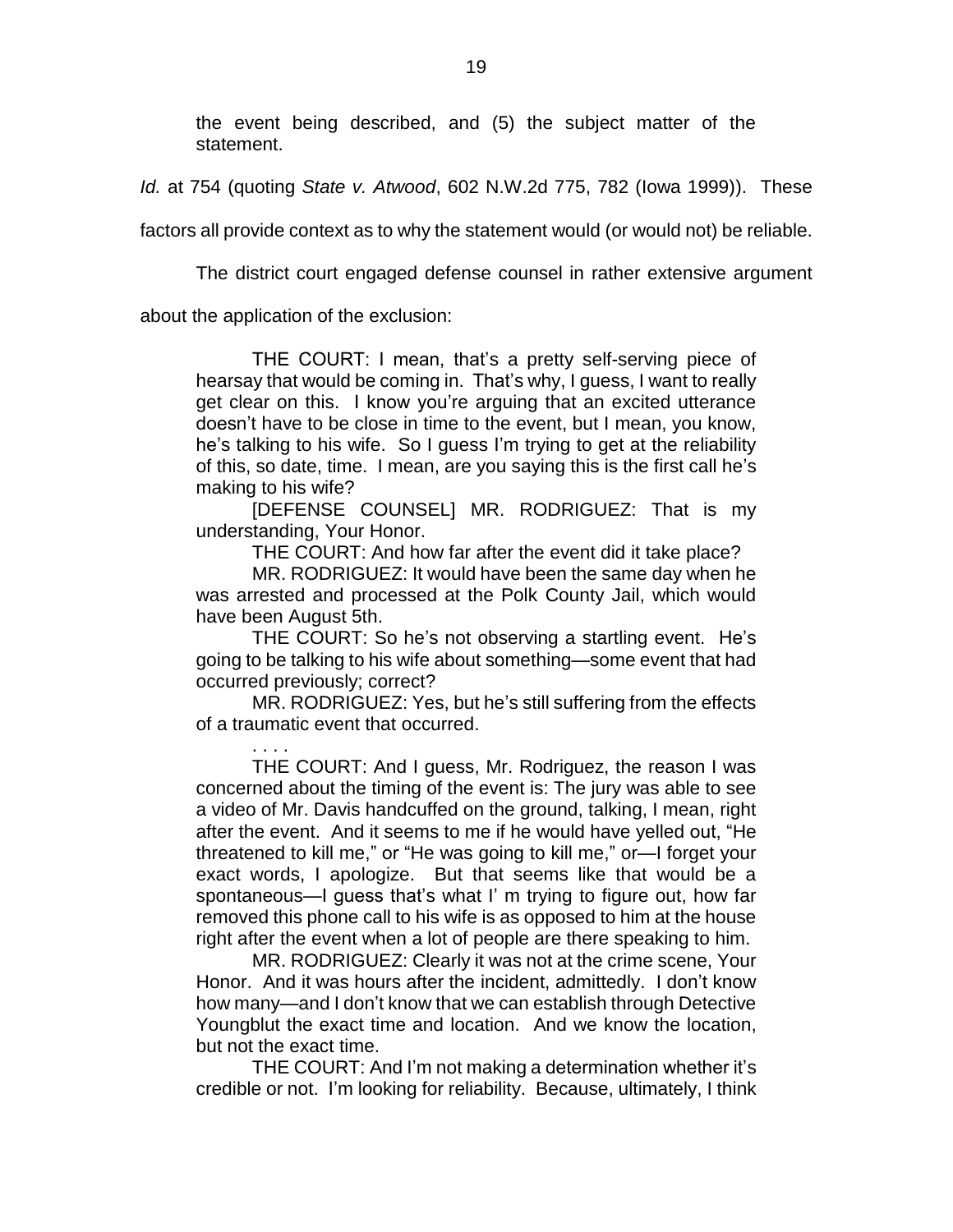the event being described, and (5) the subject matter of the statement.

*Id.* at 754 (quoting *State v. Atwood*, 602 N.W.2d 775, 782 (Iowa 1999)). These factors all provide context as to why the statement would (or would not) be reliable.

The district court engaged defense counsel in rather extensive argument about the application of the exclusion:

> THE COURT: I mean, that's a pretty self-serving piece of hearsay that would be coming in. That's why, I guess, I want to really get clear on this. I know you're arguing that an excited utterance doesn't have to be close in time to the event, but I mean, you know, he's talking to his wife. So I guess I'm trying to get at the reliability of this, so date, time. I mean, are you saying this is the first call he's making to his wife?
>
> [DEFENSE COUNSEL] MR. RODRIGUEZ: That is my understanding, Your Honor.
>
> THE COURT: And how far after the event did it take place?
>
> MR. RODRIGUEZ: It would have been the same day when he was arrested and processed at the Polk County Jail, which would have been August 5th.
>
> THE COURT: So he's not observing a startling event. He's going to be talking to his wife about something—some event that had occurred previously; correct?
>
> MR. RODRIGUEZ: Yes, but he's still suffering from the effects of a traumatic event that occurred.
>
> . . . .
>
> THE COURT: And I guess, Mr. Rodriguez, the reason I was concerned about the timing of the event is: The jury was able to see a video of Mr. Davis handcuffed on the ground, talking, I mean, right after the event. And it seems to me if he would have yelled out, "He threatened to kill me," or "He was going to kill me," or—I forget your exact words, I apologize. But that seems like that would be a spontaneous—I guess that's what I' m trying to figure out, how far removed this phone call to his wife is as opposed to him at the house right after the event when a lot of people are there speaking to him.
>
> MR. RODRIGUEZ: Clearly it was not at the crime scene, Your Honor. And it was hours after the incident, admittedly. I don't know how many—and I don't know that we can establish through Detective Youngblut the exact time and location. And we know the location, but not the exact time.
>
> THE COURT: And I'm not making a determination whether it's credible or not. I'm looking for reliability. Because, ultimately, I think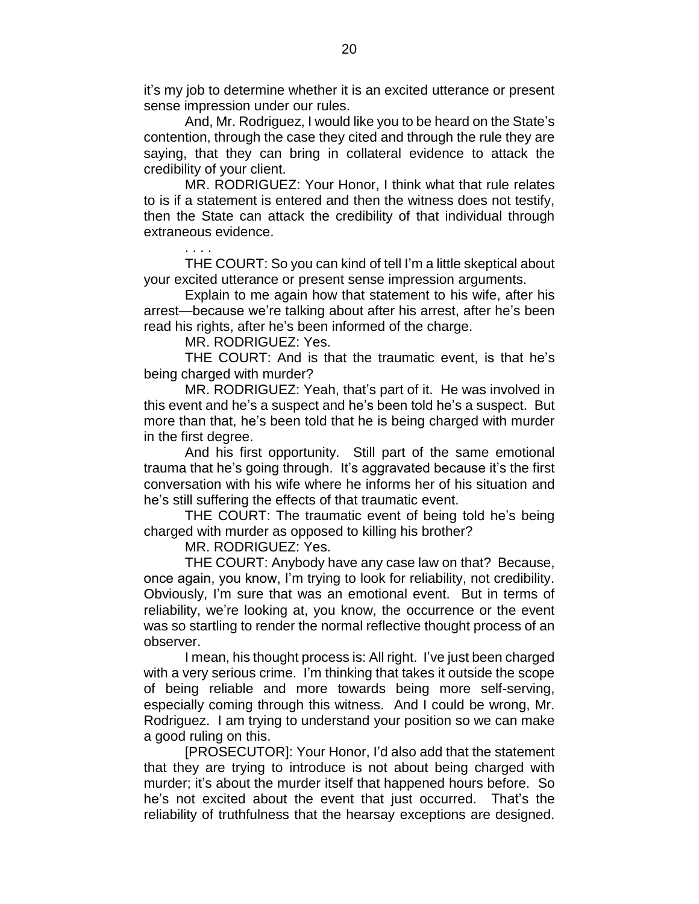it's my job to determine whether it is an excited utterance or present sense impression under our rules.

And, Mr. Rodriguez, I would like you to be heard on the State's contention, through the case they cited and through the rule they are saying, that they can bring in collateral evidence to attack the credibility of your client.

MR. RODRIGUEZ: Your Honor, I think what that rule relates to is if a statement is entered and then the witness does not testify, then the State can attack the credibility of that individual through extraneous evidence.

. . . .

THE COURT: So you can kind of tell I'm a little skeptical about your excited utterance or present sense impression arguments.

Explain to me again how that statement to his wife, after his arrest—because we're talking about after his arrest, after he's been read his rights, after he's been informed of the charge.

MR. RODRIGUEZ: Yes.

THE COURT: And is that the traumatic event, is that he's being charged with murder?

MR. RODRIGUEZ: Yeah, that's part of it. He was involved in this event and he's a suspect and he's been told he's a suspect. But more than that, he's been told that he is being charged with murder in the first degree.

And his first opportunity. Still part of the same emotional trauma that he's going through. It's aggravated because it's the first conversation with his wife where he informs her of his situation and he's still suffering the effects of that traumatic event.

THE COURT: The traumatic event of being told he's being charged with murder as opposed to killing his brother?

MR. RODRIGUEZ: Yes.

THE COURT: Anybody have any case law on that? Because, once again, you know, I'm trying to look for reliability, not credibility. Obviously, I'm sure that was an emotional event. But in terms of reliability, we're looking at, you know, the occurrence or the event was so startling to render the normal reflective thought process of an observer.

I mean, his thought process is: All right. I've just been charged with a very serious crime. I'm thinking that takes it outside the scope of being reliable and more towards being more self-serving, especially coming through this witness. And I could be wrong, Mr. Rodriguez. I am trying to understand your position so we can make a good ruling on this.

[PROSECUTOR]: Your Honor, I'd also add that the statement that they are trying to introduce is not about being charged with murder; it's about the murder itself that happened hours before. So he's not excited about the event that just occurred. That's the reliability of truthfulness that the hearsay exceptions are designed.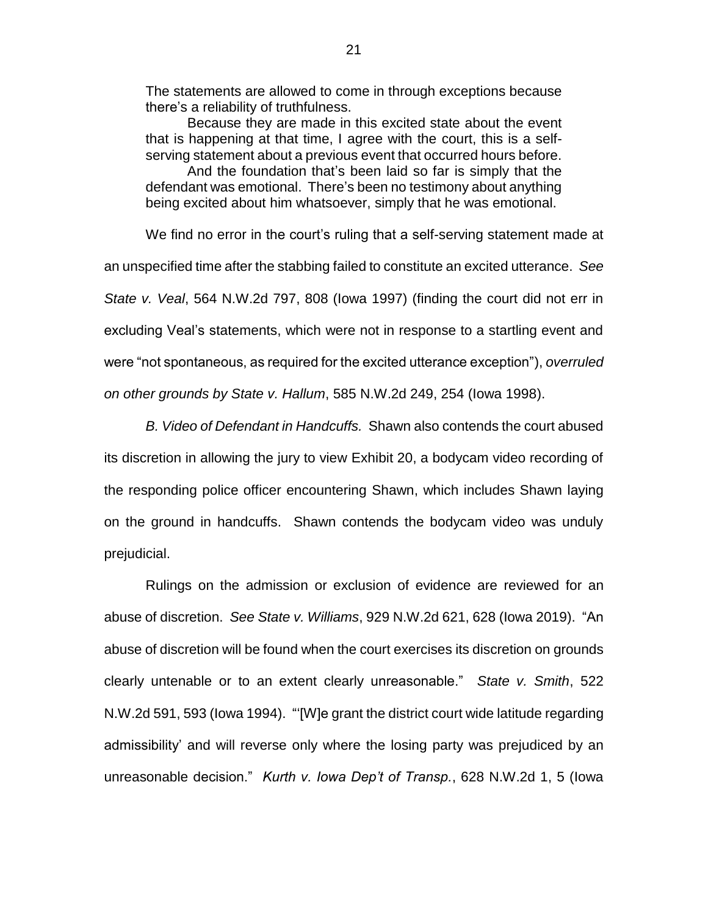> The statements are allowed to come in through exceptions because there's a reliability of truthfulness.
>
> Because they are made in this excited state about the event that is happening at that time, I agree with the court, this is a self-serving statement about a previous event that occurred hours before.
>
> And the foundation that's been laid so far is simply that the defendant was emotional. There's been no testimony about anything being excited about him whatsoever, simply that he was emotional.

We find no error in the court's ruling that a self-serving statement made at an unspecified time after the stabbing failed to constitute an excited utterance. *See State v. Veal*, 564 N.W.2d 797, 808 (Iowa 1997) (finding the court did not err in excluding Veal's statements, which were not in response to a startling event and were "not spontaneous, as required for the excited utterance exception"), *overruled on other grounds by State v. Hallum*, 585 N.W.2d 249, 254 (Iowa 1998).

*B. Video of Defendant in Handcuffs.* Shawn also contends the court abused its discretion in allowing the jury to view Exhibit 20, a bodycam video recording of the responding police officer encountering Shawn, which includes Shawn laying on the ground in handcuffs. Shawn contends the bodycam video was unduly prejudicial.

Rulings on the admission or exclusion of evidence are reviewed for an abuse of discretion. *See State v. Williams*, 929 N.W.2d 621, 628 (Iowa 2019). "An abuse of discretion will be found when the court exercises its discretion on grounds clearly untenable or to an extent clearly unreasonable." *State v. Smith*, 522 N.W.2d 591, 593 (Iowa 1994). "'[W]e grant the district court wide latitude regarding admissibility' and will reverse only where the losing party was prejudiced by an unreasonable decision." *Kurth v. Iowa Dep't of Transp.*, 628 N.W.2d 1, 5 (Iowa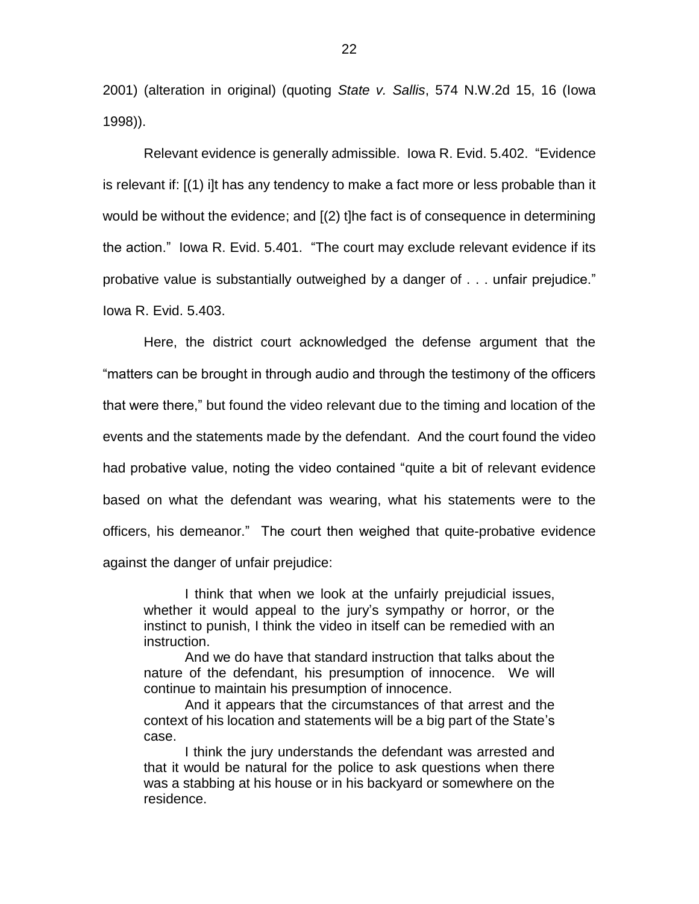2001) (alteration in original) (quoting *State v. Sallis*, 574 N.W.2d 15, 16 (Iowa 1998)).

Relevant evidence is generally admissible. Iowa R. Evid. 5.402. "Evidence is relevant if: [(1) i]t has any tendency to make a fact more or less probable than it would be without the evidence; and [(2) t]he fact is of consequence in determining the action." Iowa R. Evid. 5.401. "The court may exclude relevant evidence if its probative value is substantially outweighed by a danger of . . . unfair prejudice." Iowa R. Evid. 5.403.

Here, the district court acknowledged the defense argument that the "matters can be brought in through audio and through the testimony of the officers that were there," but found the video relevant due to the timing and location of the events and the statements made by the defendant. And the court found the video had probative value, noting the video contained "quite a bit of relevant evidence based on what the defendant was wearing, what his statements were to the officers, his demeanor." The court then weighed that quite-probative evidence against the danger of unfair prejudice:

> I think that when we look at the unfairly prejudicial issues, whether it would appeal to the jury's sympathy or horror, or the instinct to punish, I think the video in itself can be remedied with an instruction.
>
> And we do have that standard instruction that talks about the nature of the defendant, his presumption of innocence. We will continue to maintain his presumption of innocence.
>
> And it appears that the circumstances of that arrest and the context of his location and statements will be a big part of the State's case.
>
> I think the jury understands the defendant was arrested and that it would be natural for the police to ask questions when there was a stabbing at his house or in his backyard or somewhere on the residence.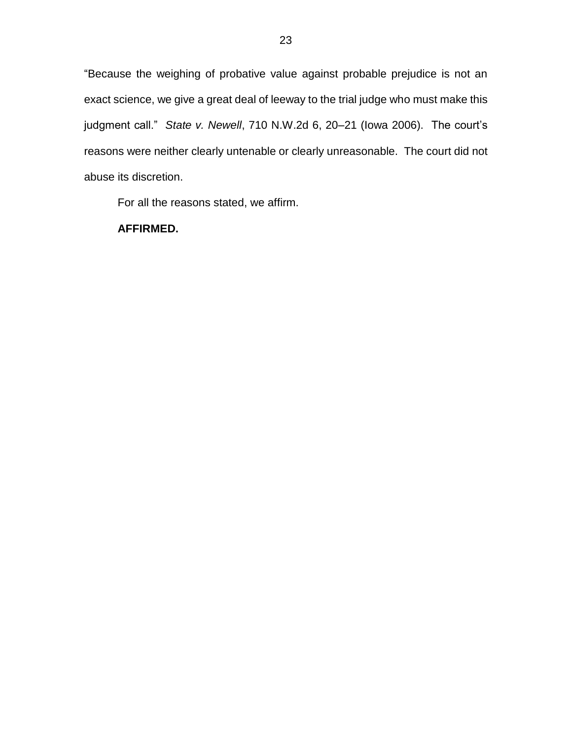"Because the weighing of probative value against probable prejudice is not an exact science, we give a great deal of leeway to the trial judge who must make this judgment call." *State v. Newell*, 710 N.W.2d 6, 20–21 (Iowa 2006). The court's reasons were neither clearly untenable or clearly unreasonable. The court did not abuse its discretion.

For all the reasons stated, we affirm.

**AFFIRMED.**